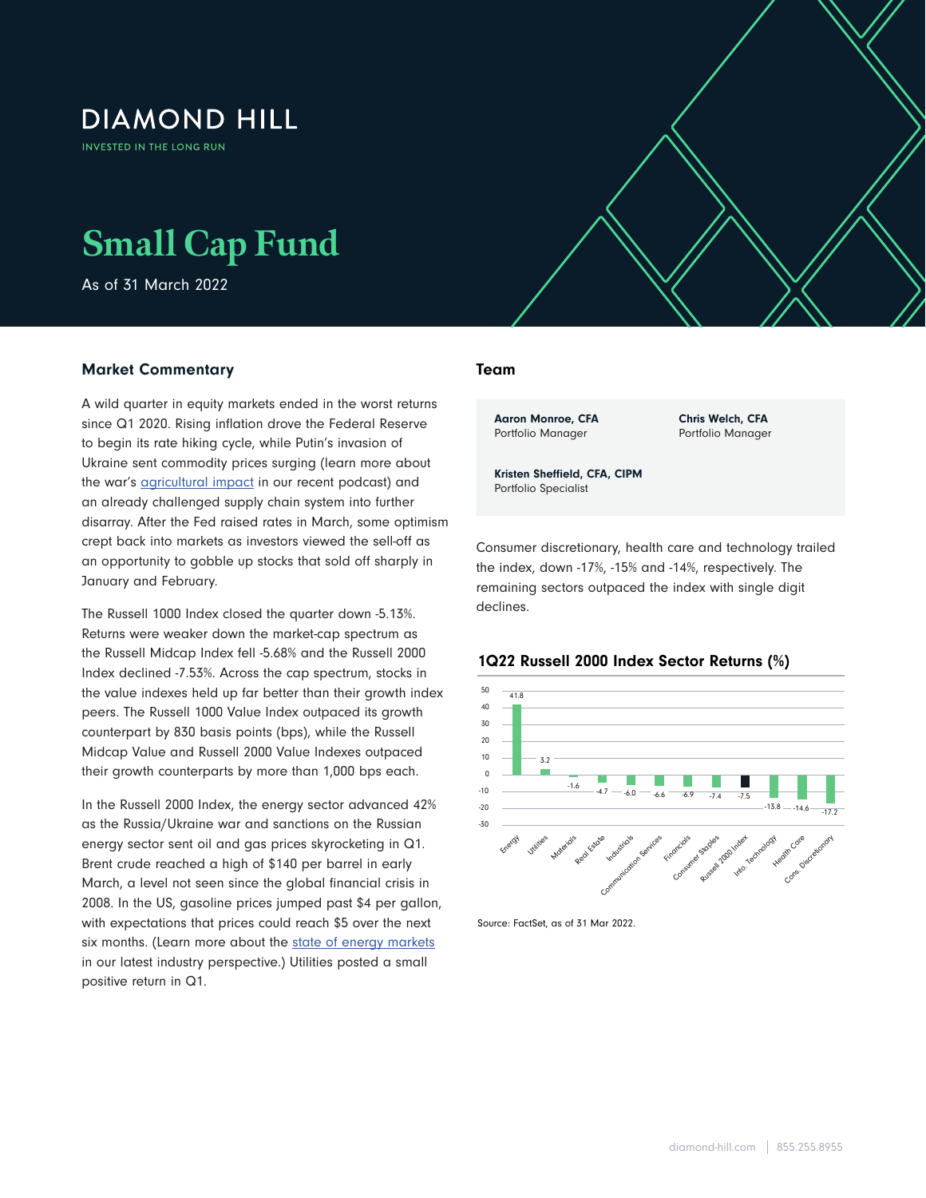# DIAMOND HILL

INVESTED IN THE LONG RUN

# Small Cap Fund

As of 31 March 2022

## Market Commentary

A wild quarter in equity markets ended in the worst returns since Q1 2020. Rising inflation drove the Federal Reserve to begin its rate hiking cycle, while Putin's invasion of Ukraine sent commodity prices surging (learn more about the war's agricultural impact in our recent podcast) and an already challenged supply chain system into further disarray. After the Fed raised rates in March, some optimism crept back into markets as investors viewed the sell-off as an opportunity to gobble up stocks that sold off sharply in January and February.

The Russell 1000 Index closed the quarter down -5.13%. Returns were weaker down the market-cap spectrum as the Russell Midcap Index fell -5.68% and the Russell 2000 Index declined -7.53%. Across the cap spectrum, stocks in the value indexes held up far better than their growth index peers. The Russell 1000 Value Index outpaced its growth counterpart by 830 basis points (bps), while the Russell Midcap Value and Russell 2000 Value Indexes outpaced their growth counterparts by more than 1,000 bps each.

In the Russell 2000 Index, the energy sector advanced 42% as the Russia/Ukraine war and sanctions on the Russian energy sector sent oil and gas prices skyrocketing in Q1. Brent crude reached a high of $140 per barrel in early March, a level not seen since the global financial crisis in 2008. In the US, gasoline prices jumped past $4 per gallon, with expectations that prices could reach $5 over the next six months. (Learn more about the state of energy markets in our latest industry perspective.) Utilities posted a small positive return in Q1.

## Team

**Aaron Monroe, CFA**
Portfolio Manager

**Chris Welch, CFA**
Portfolio Manager

**Kristen Sheffield, CFA, CIPM**
Portfolio Specialist

Consumer discretionary, health care and technology trailed the index, down -17%, -15% and -14%, respectively. The remaining sectors outpaced the index with single digit declines.

### 1Q22 Russell 2000 Index Sector Returns (%)

| Sector | Return (%) |
|---|---|
| Energy | 41.8 |
| Utilities | 3.2 |
| Materials | -1.6 |
| Real Estate | -4.7 |
| Industrials | -6.0 |
| Communication Services | -6.6 |
| Financials | -6.9 |
| Consumer Staples | -7.4 |
| Russell 2000 Index | -7.5 |
| Info. Technology | -13.8 |
| Health Care | -14.6 |
| Cons. Discretionary | -17.2 |

Source: FactSet, as of 31 Mar 2022.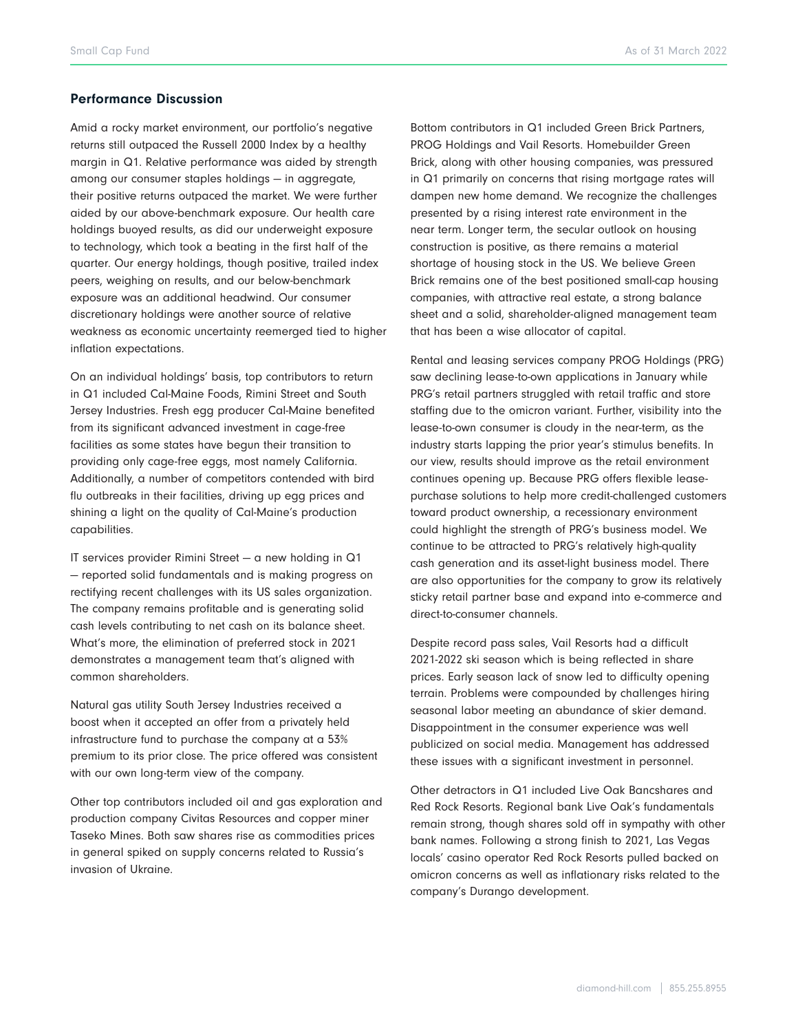## Performance Discussion

Amid a rocky market environment, our portfolio's negative returns still outpaced the Russell 2000 Index by a healthy margin in Q1. Relative performance was aided by strength among our consumer staples holdings — in aggregate, their positive returns outpaced the market. We were further aided by our above-benchmark exposure. Our health care holdings buoyed results, as did our underweight exposure to technology, which took a beating in the first half of the quarter. Our energy holdings, though positive, trailed index peers, weighing on results, and our below-benchmark exposure was an additional headwind. Our consumer discretionary holdings were another source of relative weakness as economic uncertainty reemerged tied to higher inflation expectations.

On an individual holdings' basis, top contributors to return in Q1 included Cal-Maine Foods, Rimini Street and South Jersey Industries. Fresh egg producer Cal-Maine benefited from its significant advanced investment in cage-free facilities as some states have begun their transition to providing only cage-free eggs, most namely California. Additionally, a number of competitors contended with bird flu outbreaks in their facilities, driving up egg prices and shining a light on the quality of Cal-Maine's production capabilities.

IT services provider Rimini Street — a new holding in Q1 — reported solid fundamentals and is making progress on rectifying recent challenges with its US sales organization. The company remains profitable and is generating solid cash levels contributing to net cash on its balance sheet. What's more, the elimination of preferred stock in 2021 demonstrates a management team that's aligned with common shareholders.

Natural gas utility South Jersey Industries received a boost when it accepted an offer from a privately held infrastructure fund to purchase the company at a 53% premium to its prior close. The price offered was consistent with our own long-term view of the company.

Other top contributors included oil and gas exploration and production company Civitas Resources and copper miner Taseko Mines. Both saw shares rise as commodities prices in general spiked on supply concerns related to Russia's invasion of Ukraine.

Bottom contributors in Q1 included Green Brick Partners, PROG Holdings and Vail Resorts. Homebuilder Green Brick, along with other housing companies, was pressured in Q1 primarily on concerns that rising mortgage rates will dampen new home demand. We recognize the challenges presented by a rising interest rate environment in the near term. Longer term, the secular outlook on housing construction is positive, as there remains a material shortage of housing stock in the US. We believe Green Brick remains one of the best positioned small-cap housing companies, with attractive real estate, a strong balance sheet and a solid, shareholder-aligned management team that has been a wise allocator of capital.

Rental and leasing services company PROG Holdings (PRG) saw declining lease-to-own applications in January while PRG's retail partners struggled with retail traffic and store staffing due to the omicron variant. Further, visibility into the lease-to-own consumer is cloudy in the near-term, as the industry starts lapping the prior year's stimulus benefits. In our view, results should improve as the retail environment continues opening up. Because PRG offers flexible lease-purchase solutions to help more credit-challenged customers toward product ownership, a recessionary environment could highlight the strength of PRG's business model. We continue to be attracted to PRG's relatively high-quality cash generation and its asset-light business model. There are also opportunities for the company to grow its relatively sticky retail partner base and expand into e-commerce and direct-to-consumer channels.

Despite record pass sales, Vail Resorts had a difficult 2021-2022 ski season which is being reflected in share prices. Early season lack of snow led to difficulty opening terrain. Problems were compounded by challenges hiring seasonal labor meeting an abundance of skier demand. Disappointment in the consumer experience was well publicized on social media. Management has addressed these issues with a significant investment in personnel.

Other detractors in Q1 included Live Oak Bancshares and Red Rock Resorts. Regional bank Live Oak's fundamentals remain strong, though shares sold off in sympathy with other bank names. Following a strong finish to 2021, Las Vegas locals' casino operator Red Rock Resorts pulled backed on omicron concerns as well as inflationary risks related to the company's Durango development.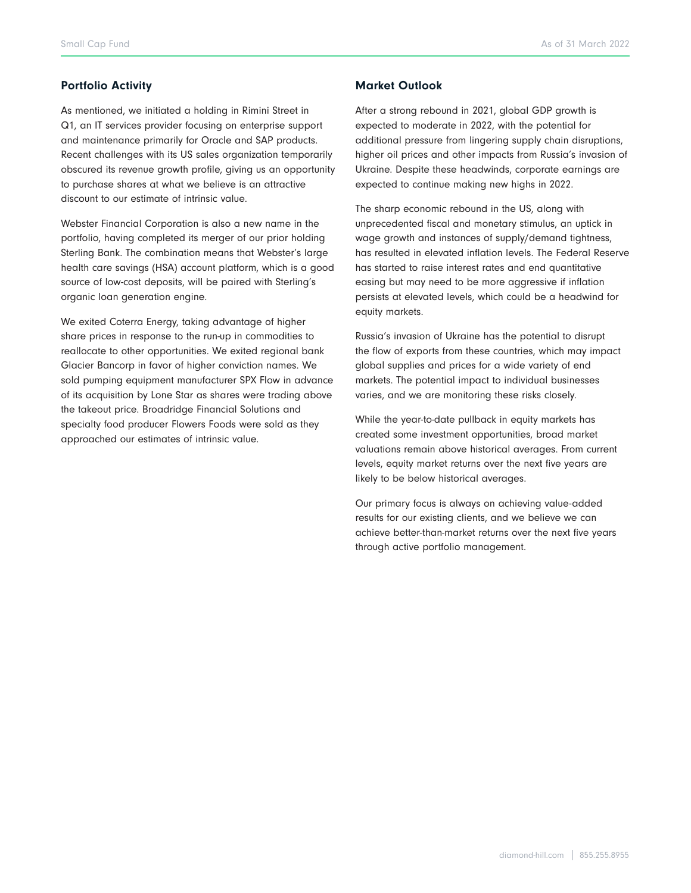## Portfolio Activity

As mentioned, we initiated a holding in Rimini Street in Q1, an IT services provider focusing on enterprise support and maintenance primarily for Oracle and SAP products. Recent challenges with its US sales organization temporarily obscured its revenue growth profile, giving us an opportunity to purchase shares at what we believe is an attractive discount to our estimate of intrinsic value.

Webster Financial Corporation is also a new name in the portfolio, having completed its merger of our prior holding Sterling Bank. The combination means that Webster's large health care savings (HSA) account platform, which is a good source of low-cost deposits, will be paired with Sterling's organic loan generation engine.

We exited Coterra Energy, taking advantage of higher share prices in response to the run-up in commodities to reallocate to other opportunities. We exited regional bank Glacier Bancorp in favor of higher conviction names. We sold pumping equipment manufacturer SPX Flow in advance of its acquisition by Lone Star as shares were trading above the takeout price. Broadridge Financial Solutions and specialty food producer Flowers Foods were sold as they approached our estimates of intrinsic value.

## Market Outlook

After a strong rebound in 2021, global GDP growth is expected to moderate in 2022, with the potential for additional pressure from lingering supply chain disruptions, higher oil prices and other impacts from Russia's invasion of Ukraine. Despite these headwinds, corporate earnings are expected to continue making new highs in 2022.

The sharp economic rebound in the US, along with unprecedented fiscal and monetary stimulus, an uptick in wage growth and instances of supply/demand tightness, has resulted in elevated inflation levels. The Federal Reserve has started to raise interest rates and end quantitative easing but may need to be more aggressive if inflation persists at elevated levels, which could be a headwind for equity markets.

Russia's invasion of Ukraine has the potential to disrupt the flow of exports from these countries, which may impact global supplies and prices for a wide variety of end markets. The potential impact to individual businesses varies, and we are monitoring these risks closely.

While the year-to-date pullback in equity markets has created some investment opportunities, broad market valuations remain above historical averages. From current levels, equity market returns over the next five years are likely to be below historical averages.

Our primary focus is always on achieving value-added results for our existing clients, and we believe we can achieve better-than-market returns over the next five years through active portfolio management.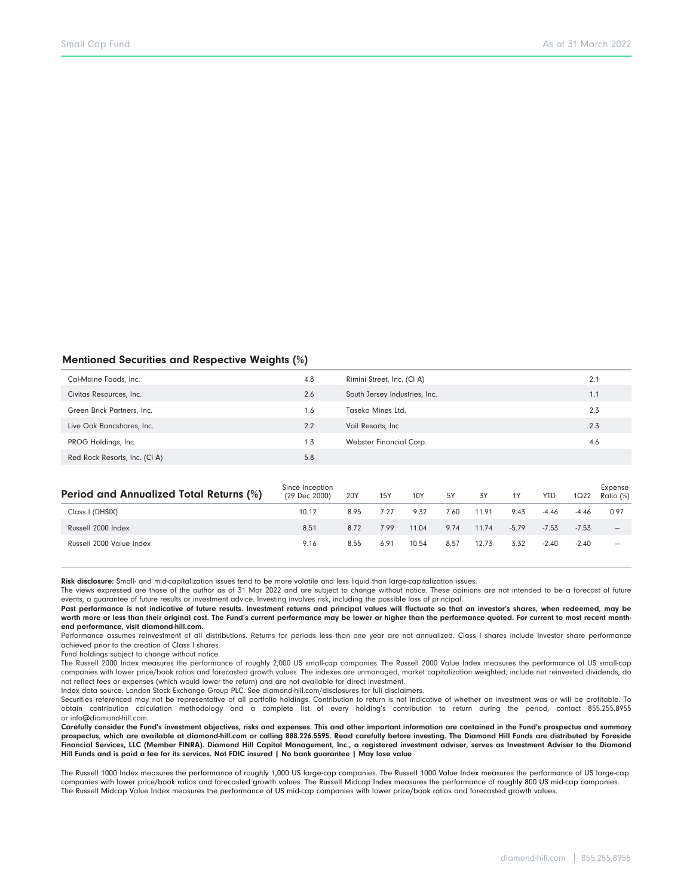### Mentioned Securities and Respective Weights (%)

| | | | |
|---|---|---|---|
| Cal-Maine Foods, Inc. | 4.8 | Rimini Street, Inc. (Cl A) | 2.1 |
| Civitas Resources, Inc. | 2.6 | South Jersey Industries, Inc. | 1.1 |
| Green Brick Partners, Inc. | 1.6 | Taseko Mines Ltd. | 2.3 |
| Live Oak Bancshares, Inc. | 2.2 | Vail Resorts, Inc. | 2.3 |
| PROG Holdings, Inc. | 1.3 | Webster Financial Corp. | 4.6 |
| Red Rock Resorts, Inc. (Cl A) | 5.8 | | |

| Period and Annualized Total Returns (%) | Since Inception (29 Dec 2000) | 20Y | 15Y | 10Y | 5Y | 3Y | 1Y | YTD | 1Q22 | Expense Ratio (%) |
|---|---|---|---|---|---|---|---|---|---|---|
| Class I (DHSIX) | 10.12 | 8.95 | 7.27 | 9.32 | 7.60 | 11.91 | 9.43 | -4.46 | -4.46 | 0.97 |
| Russell 2000 Index | 8.51 | 8.72 | 7.99 | 11.04 | 9.74 | 11.74 | -5.79 | -7.53 | -7.53 | — |
| Russell 2000 Value Index | 9.16 | 8.55 | 6.91 | 10.54 | 8.57 | 12.73 | 3.32 | -2.40 | -2.40 | — |

**Risk disclosure:** Small- and mid-capitalization issues tend to be more volatile and less liquid than large-capitalization issues.

The views expressed are those of the author as of 31 Mar 2022 and are subject to change without notice. These opinions are not intended to be a forecast of future events, a guarantee of future results or investment advice. Investing involves risk, including the possible loss of principal.

**Past performance is not indicative of future results. Investment returns and principal values will fluctuate so that an investor's shares, when redeemed, may be worth more or less than their original cost. The Fund's current performance may be lower or higher than the performance quoted. For current to most recent month-end performance, visit diamond-hill.com.**

Performance assumes reinvestment of all distributions. Returns for periods less than one year are not annualized. Class I shares include Investor share performance achieved prior to the creation of Class I shares.

Fund holdings subject to change without notice.

The Russell 2000 Index measures the performance of roughly 2,000 US small-cap companies. The Russell 2000 Value Index measures the performance of US small-cap companies with lower price/book ratios and forecasted growth values. The indexes are unmanaged, market capitalization weighted, include net reinvested dividends, do not reflect fees or expenses (which would lower the return) and are not available for direct investment.

Index data source: London Stock Exchange Group PLC. See diamond-hill.com/disclosures for full disclaimers.

Securities referenced may not be representative of all portfolio holdings. Contribution to return is not indicative of whether an investment was or will be profitable. To obtain contribution calculation methodology and a complete list of every holding's contribution to return during the period, contact 855.255.8955 or info@diamond-hill.com.

**Carefully consider the Fund's investment objectives, risks and expenses. This and other important information are contained in the Fund's prospectus and summary prospectus, which are available at diamond-hill.com or calling 888.226.5595. Read carefully before investing. The Diamond Hill Funds are distributed by Foreside Financial Services, LLC (Member FINRA). Diamond Hill Capital Management, Inc., a registered investment adviser, serves as Investment Adviser to the Diamond Hill Funds and is paid a fee for its services. Not FDIC insured | No bank guarantee | May lose value**

The Russell 1000 Index measures the performance of roughly 1,000 US large-cap companies. The Russell 1000 Value Index measures the performance of US large-cap companies with lower price/book ratios and forecasted growth values. The Russell Midcap Index measures the performance of roughly 800 US mid-cap companies. The Russell Midcap Value Index measures the performance of US mid-cap companies with lower price/book ratios and forecasted growth values.